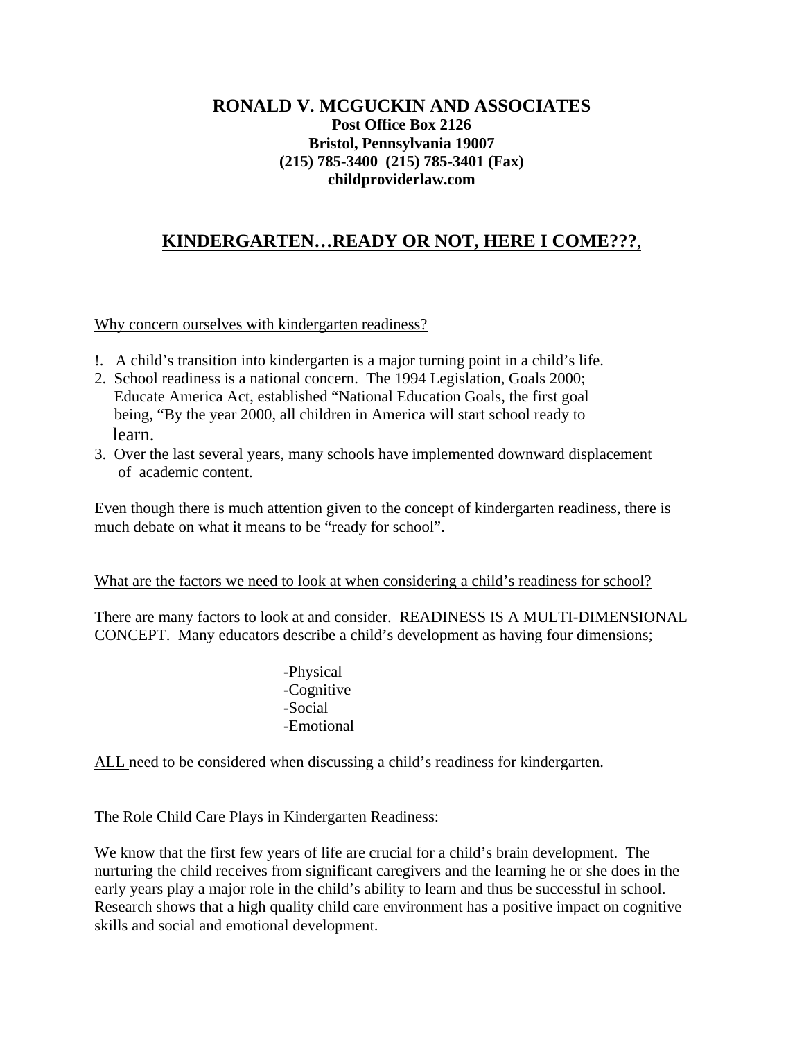**RONALD V. MCGUCKIN AND ASSOCIATES**
**Post Office Box 2126**
**Bristol, Pennsylvania 19007**
**(215) 785-3400 (215) 785-3401 (Fax)**
**childproviderlaw.com**

# KINDERGARTEN…READY OR NOT, HERE I COME???,

Why concern ourselves with kindergarten readiness?

!. A child's transition into kindergarten is a major turning point in a child's life.
2. School readiness is a national concern. The 1994 Legislation, Goals 2000; Educate America Act, established "National Education Goals, the first goal being, "By the year 2000, all children in America will start school ready to learn.
3. Over the last several years, many schools have implemented downward displacement of academic content.

Even though there is much attention given to the concept of kindergarten readiness, there is much debate on what it means to be "ready for school".

What are the factors we need to look at when considering a child's readiness for school?

There are many factors to look at and consider. READINESS IS A MULTI-DIMENSIONAL CONCEPT. Many educators describe a child's development as having four dimensions;

-Physical
-Cognitive
-Social
-Emotional

ALL need to be considered when discussing a child's readiness for kindergarten.

The Role Child Care Plays in Kindergarten Readiness:

We know that the first few years of life are crucial for a child's brain development. The nurturing the child receives from significant caregivers and the learning he or she does in the early years play a major role in the child's ability to learn and thus be successful in school. Research shows that a high quality child care environment has a positive impact on cognitive skills and social and emotional development.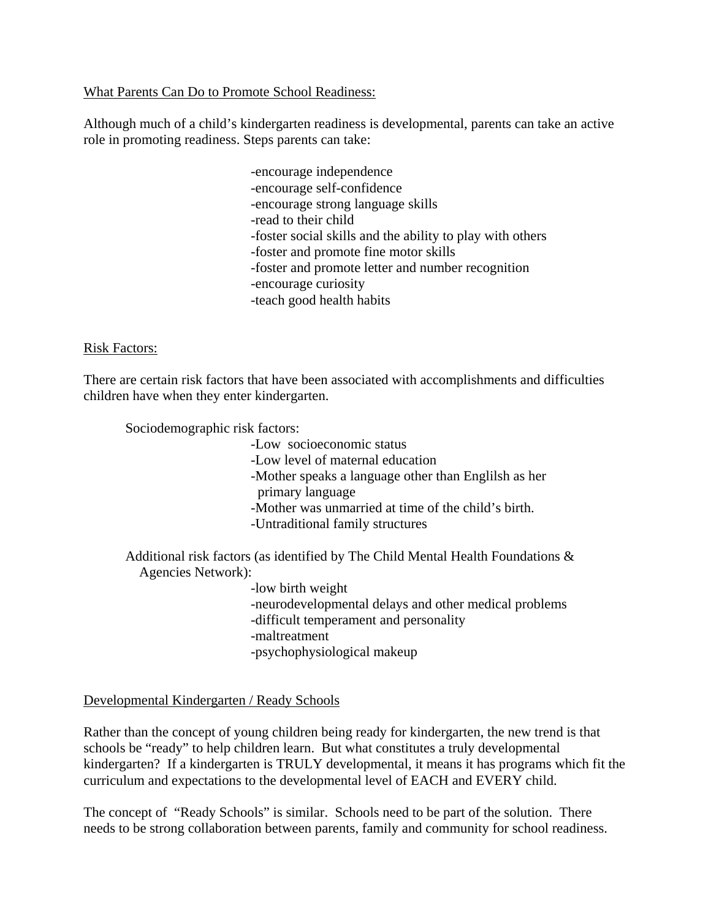<u>What Parents Can Do to Promote School Readiness:</u>

Although much of a child's kindergarten readiness is developmental, parents can take an active role in promoting readiness. Steps parents can take:

-encourage independence
-encourage self-confidence
-encourage strong language skills
-read to their child
-foster social skills and the ability to play with others
-foster and promote fine motor skills
-foster and promote letter and number recognition
-encourage curiosity
-teach good health habits

<u>Risk Factors:</u>

There are certain risk factors that have been associated with accomplishments and difficulties children have when they enter kindergarten.

Sociodemographic risk factors:

-Low socioeconomic status
-Low level of maternal education
-Mother speaks a language other than Englilsh as her primary language
-Mother was unmarried at time of the child's birth.
-Untraditional family structures

Additional risk factors (as identified by The Child Mental Health Foundations & Agencies Network):

-low birth weight
-neurodevelopmental delays and other medical problems
-difficult temperament and personality
-maltreatment
-psychophysiological makeup

<u>Developmental Kindergarten / Ready Schools</u>

Rather than the concept of young children being ready for kindergarten, the new trend is that schools be "ready" to help children learn. But what constitutes a truly developmental kindergarten? If a kindergarten is TRULY developmental, it means it has programs which fit the curriculum and expectations to the developmental level of EACH and EVERY child.

The concept of "Ready Schools" is similar. Schools need to be part of the solution. There needs to be strong collaboration between parents, family and community for school readiness.